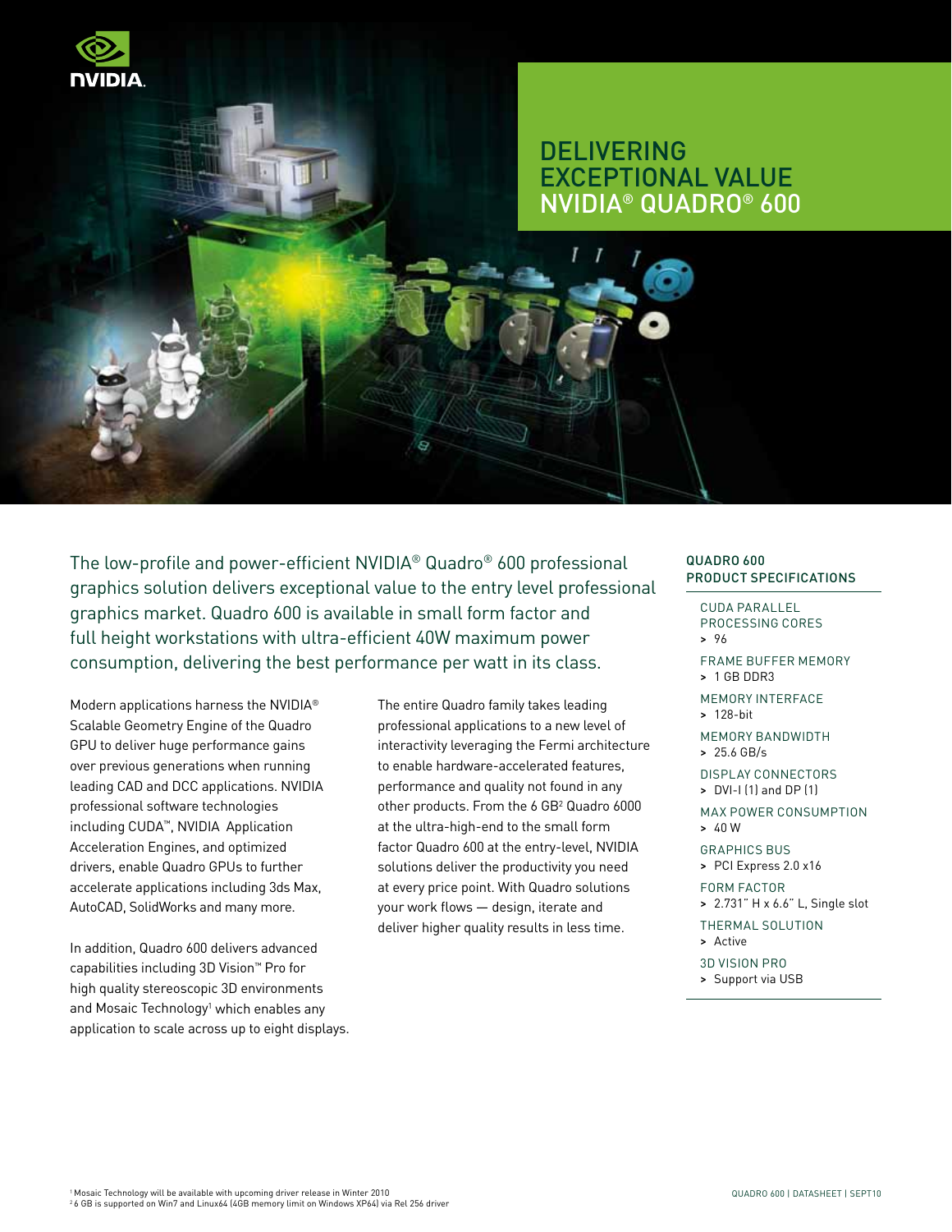# DELIVERING EXCEPTIONAL VALUE NVIDIA® QUADRO® 600

The low-profile and power-efficient NVIDIA® Quadro® 600 professional graphics solution delivers exceptional value to the entry level professional graphics market. Quadro 600 is available in small form factor and full height workstations with ultra-efficient 40W maximum power consumption, delivering the best performance per watt in its class.

Modern applications harness the NVIDIA® Scalable Geometry Engine of the Quadro GPU to deliver huge performance gains over previous generations when running leading CAD and DCC applications. NVIDIA professional software technologies including CUDA™, NVIDIA Application Acceleration Engines, and optimized drivers, enable Quadro GPUs to further accelerate applications including 3ds Max, AutoCAD, SolidWorks and many more.

In addition, Quadro 600 delivers advanced capabilities including 3D Vision™ Pro for high quality stereoscopic 3D environments and Mosaic Technology[1] which enables any application to scale across up to eight displays.

The entire Quadro family takes leading professional applications to a new level of interactivity leveraging the Fermi architecture to enable hardware-accelerated features, performance and quality not found in any other products. From the 6 GB[2] Quadro 6000 at the ultra-high-end to the small form factor Quadro 600 at the entry-level, NVIDIA solutions deliver the productivity you need at every price point. With Quadro solutions your work flows — design, iterate and deliver higher quality results in less time.

## QUADRO 600 PRODUCT SPECIFICATIONS

CUDA PARALLEL PROCESSING CORES
> 96

FRAME BUFFER MEMORY
> 1 GB DDR3

MEMORY INTERFACE
> 128-bit

MEMORY BANDWIDTH
> 25.6 GB/s

DISPLAY CONNECTORS
> DVI-I (1) and DP (1)

MAX POWER CONSUMPTION
> 40 W

GRAPHICS BUS
> PCI Express 2.0 x16

FORM FACTOR
> 2.731" H x 6.6" L, Single slot

THERMAL SOLUTION
> Active

3D VISION PRO
> Support via USB

[1] Mosaic Technology will be available with upcoming driver release in Winter 2010
[2] 6 GB is supported on Win7 and Linux64 (4GB memory limit on Windows XP64) via Rel 256 driver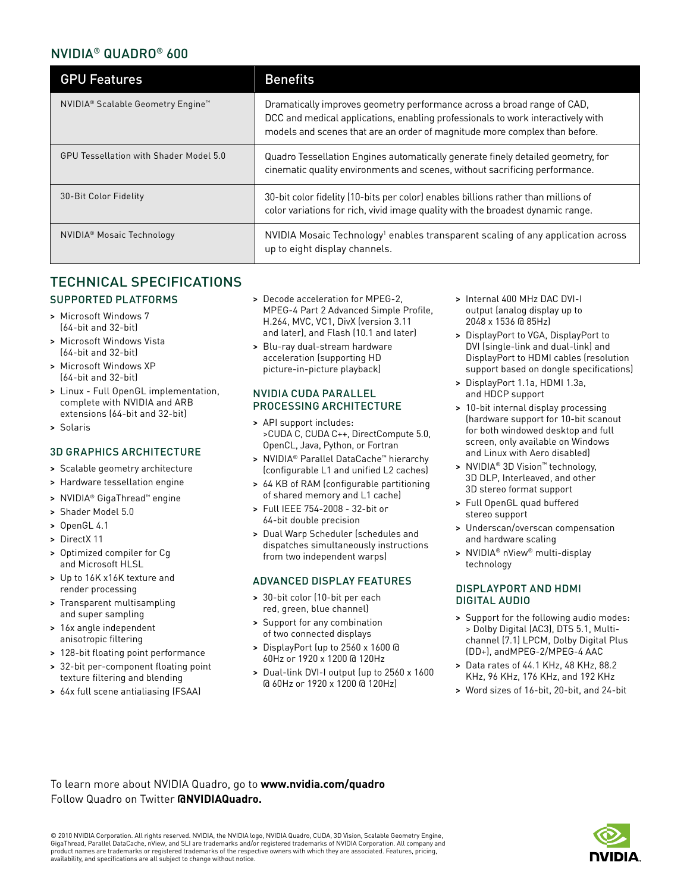# NVIDIA® QUADRO® 600

| GPU Features | Benefits |
| --- | --- |
| NVIDIA® Scalable Geometry Engine™ | Dramatically improves geometry performance across a broad range of CAD, DCC and medical applications, enabling professionals to work interactively with models and scenes that are an order of magnitude more complex than before. |
| GPU Tessellation with Shader Model 5.0 | Quadro Tessellation Engines automatically generate finely detailed geometry, for cinematic quality environments and scenes, without sacrificing performance. |
| 30-Bit Color Fidelity | 30-bit color fidelity (10-bits per color) enables billions rather than millions of color variations for rich, vivid image quality with the broadest dynamic range. |
| NVIDIA® Mosaic Technology | NVIDIA Mosaic Technology[1] enables transparent scaling of any application across up to eight display channels. |

## TECHNICAL SPECIFICATIONS

### SUPPORTED PLATFORMS

- Microsoft Windows 7 (64-bit and 32-bit)
- Microsoft Windows Vista (64-bit and 32-bit)
- Microsoft Windows XP (64-bit and 32-bit)
- Linux - Full OpenGL implementation, complete with NVIDIA and ARB extensions (64-bit and 32-bit)
- Solaris

### 3D GRAPHICS ARCHITECTURE

- Scalable geometry architecture
- Hardware tessellation engine
- NVIDIA® GigaThread™ engine
- Shader Model 5.0
- OpenGL 4.1
- DirectX 11
- Optimized compiler for Cg and Microsoft HLSL
- Up to 16K x16K texture and render processing
- Transparent multisampling and super sampling
- 16x angle independent anisotropic filtering
- 128-bit floating point performance
- 32-bit per-component floating point texture filtering and blending
- 64x full scene antialiasing (FSAA)
- Decode acceleration for MPEG-2, MPEG-4 Part 2 Advanced Simple Profile, H.264, MVC, VC1, DivX (version 3.11 and later), and Flash (10.1 and later)
- Blu-ray dual-stream hardware acceleration (supporting HD picture-in-picture playback)

### NVIDIA CUDA PARALLEL PROCESSING ARCHITECTURE

- API support includes: >CUDA C, CUDA C++, DirectCompute 5.0, OpenCL, Java, Python, or Fortran
- NVIDIA® Parallel DataCache™ hierarchy (configurable L1 and unified L2 caches)
- 64 KB of RAM (configurable partitioning of shared memory and L1 cache)
- Full IEEE 754-2008 - 32-bit or 64-bit double precision
- Dual Warp Scheduler (schedules and dispatches simultaneously instructions from two independent warps)

### ADVANCED DISPLAY FEATURES

- 30-bit color (10-bit per each red, green, blue channel)
- Support for any combination of two connected displays
- DisplayPort (up to 2560 x 1600 @ 60Hz or 1920 x 1200 @ 120Hz
- Dual-link DVI-I output (up to 2560 x 1600 @ 60Hz or 1920 x 1200 @ 120Hz)
- Internal 400 MHz DAC DVI-I output (analog display up to 2048 x 1536 @ 85Hz)
- DisplayPort to VGA, DisplayPort to DVI (single-link and dual-link) and DisplayPort to HDMI cables (resolution support based on dongle specifications)
- DisplayPort 1.1a, HDMI 1.3a, and HDCP support
- 10-bit internal display processing (hardware support for 10-bit scanout for both windowed desktop and full screen, only available on Windows and Linux with Aero disabled)
- NVIDIA® 3D Vision™ technology, 3D DLP, Interleaved, and other 3D stereo format support
- Full OpenGL quad buffered stereo support
- Underscan/overscan compensation and hardware scaling
- NVIDIA® nView® multi-display technology

### DISPLAYPORT AND HDMI DIGITAL AUDIO

- Support for the following audio modes: > Dolby Digital (AC3), DTS 5.1, Multi-channel (7.1) LPCM, Dolby Digital Plus (DD+), andMPEG-2/MPEG-4 AAC
- Data rates of 44.1 KHz, 48 KHz, 88.2 KHz, 96 KHz, 176 KHz, and 192 KHz
- Word sizes of 16-bit, 20-bit, and 24-bit

To learn more about NVIDIA Quadro, go to **www.nvidia.com/quadro**
Follow Quadro on Twitter **@NVIDIAQuadro.**

© 2010 NVIDIA Corporation. All rights reserved. NVIDIA, the NVIDIA logo, NVIDIA Quadro, CUDA, 3D Vision, Scalable Geometry Engine, GigaThread, Parallel DataCache, nView, and SLI are trademarks and/or registered trademarks of NVIDIA Corporation. All company and product names are trademarks or registered trademarks of the respective owners with which they are associated. Features, pricing, availability, and specifications are all subject to change without notice.